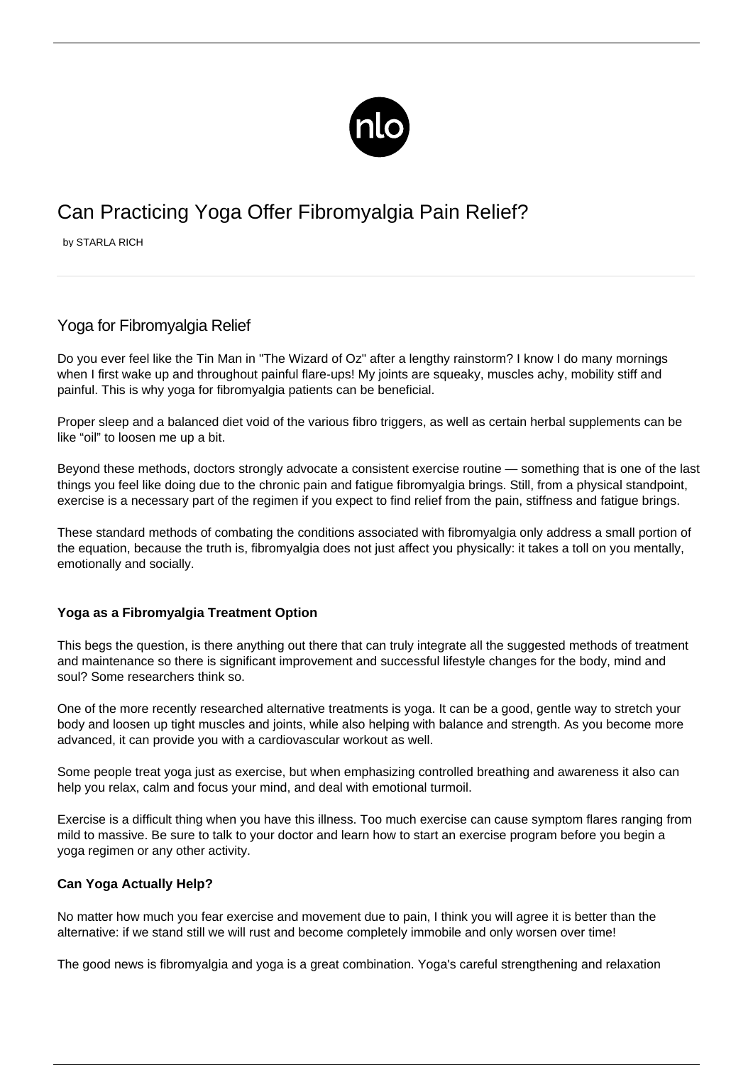# Can Practicing Yoga Offer Fibromyalgia Pain Relief?

by STARLA RICH

## Yoga for Fibromyalgia Relief

Do you ever feel like the Tin Man in "The Wizard of Oz" after a lengthy rainstorm? I know I do many mornings when I first wake up and throughout painful flare-ups! My joints are squeaky, muscles achy, mobility stiff and painful. This is why yoga for fibromyalgia patients can be beneficial.

Proper sleep and a balanced diet void of the various fibro triggers, as well as certain herbal supplements can be like "oil" to loosen me up a bit.

Beyond these methods, doctors strongly advocate a consistent exercise routine — something that is one of the last things you feel like doing due to the chronic pain and fatigue fibromyalgia brings. Still, from a physical standpoint, exercise is a necessary part of the regimen if you expect to find relief from the pain, stiffness and fatigue brings.

These standard methods of combating the conditions associated with fibromyalgia only address a small portion of the equation, because the truth is, fibromyalgia does not just affect you physically: it takes a toll on you mentally, emotionally and socially.

### Yoga as a Fibromyalgia Treatment Option

This begs the question, is there anything out there that can truly integrate all the suggested methods of treatment and maintenance so there is significant improvement and successful lifestyle changes for the body, mind and soul? Some researchers think so.

One of the more recently researched alternative treatments is yoga. It can be a good, gentle way to stretch your body and loosen up tight muscles and joints, while also helping with balance and strength. As you become more advanced, it can provide you with a cardiovascular workout as well.

Some people treat yoga just as exercise, but when emphasizing controlled breathing and awareness it also can help you relax, calm and focus your mind, and deal with emotional turmoil.

Exercise is a difficult thing when you have this illness. Too much exercise can cause symptom flares ranging from mild to massive. Be sure to talk to your doctor and learn how to start an exercise program before you begin a yoga regimen or any other activity.

### Can Yoga Actually Help?

No matter how much you fear exercise and movement due to pain, I think you will agree it is better than the alternative: if we stand still we will rust and become completely immobile and only worsen over time!

The good news is fibromyalgia and yoga is a great combination. Yoga's careful strengthening and relaxation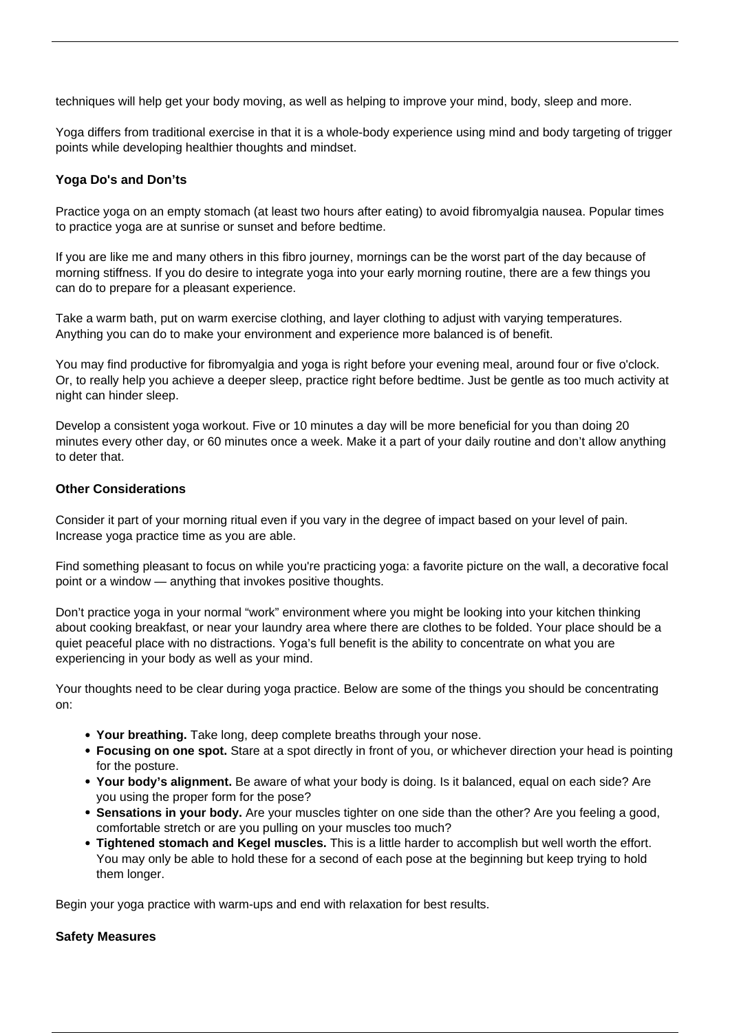techniques will help get your body moving, as well as helping to improve your mind, body, sleep and more.

Yoga differs from traditional exercise in that it is a whole-body experience using mind and body targeting of trigger points while developing healthier thoughts and mindset.

**Yoga Do's and Don'ts**

Practice yoga on an empty stomach (at least two hours after eating) to avoid fibromyalgia nausea. Popular times to practice yoga are at sunrise or sunset and before bedtime.

If you are like me and many others in this fibro journey, mornings can be the worst part of the day because of morning stiffness. If you do desire to integrate yoga into your early morning routine, there are a few things you can do to prepare for a pleasant experience.

Take a warm bath, put on warm exercise clothing, and layer clothing to adjust with varying temperatures. Anything you can do to make your environment and experience more balanced is of benefit.

You may find productive for fibromyalgia and yoga is right before your evening meal, around four or five o'clock. Or, to really help you achieve a deeper sleep, practice right before bedtime. Just be gentle as too much activity at night can hinder sleep.

Develop a consistent yoga workout. Five or 10 minutes a day will be more beneficial for you than doing 20 minutes every other day, or 60 minutes once a week. Make it a part of your daily routine and don't allow anything to deter that.

**Other Considerations**

Consider it part of your morning ritual even if you vary in the degree of impact based on your level of pain. Increase yoga practice time as you are able.

Find something pleasant to focus on while you're practicing yoga: a favorite picture on the wall, a decorative focal point or a window — anything that invokes positive thoughts.

Don't practice yoga in your normal "work" environment where you might be looking into your kitchen thinking about cooking breakfast, or near your laundry area where there are clothes to be folded. Your place should be a quiet peaceful place with no distractions. Yoga's full benefit is the ability to concentrate on what you are experiencing in your body as well as your mind.

Your thoughts need to be clear during yoga practice. Below are some of the things you should be concentrating on:

- **Your breathing.** Take long, deep complete breaths through your nose.
- **Focusing on one spot.** Stare at a spot directly in front of you, or whichever direction your head is pointing for the posture.
- **Your body's alignment.** Be aware of what your body is doing. Is it balanced, equal on each side? Are you using the proper form for the pose?
- **Sensations in your body.** Are your muscles tighter on one side than the other? Are you feeling a good, comfortable stretch or are you pulling on your muscles too much?
- **Tightened stomach and Kegel muscles.** This is a little harder to accomplish but well worth the effort. You may only be able to hold these for a second of each pose at the beginning but keep trying to hold them longer.

Begin your yoga practice with warm-ups and end with relaxation for best results.

**Safety Measures**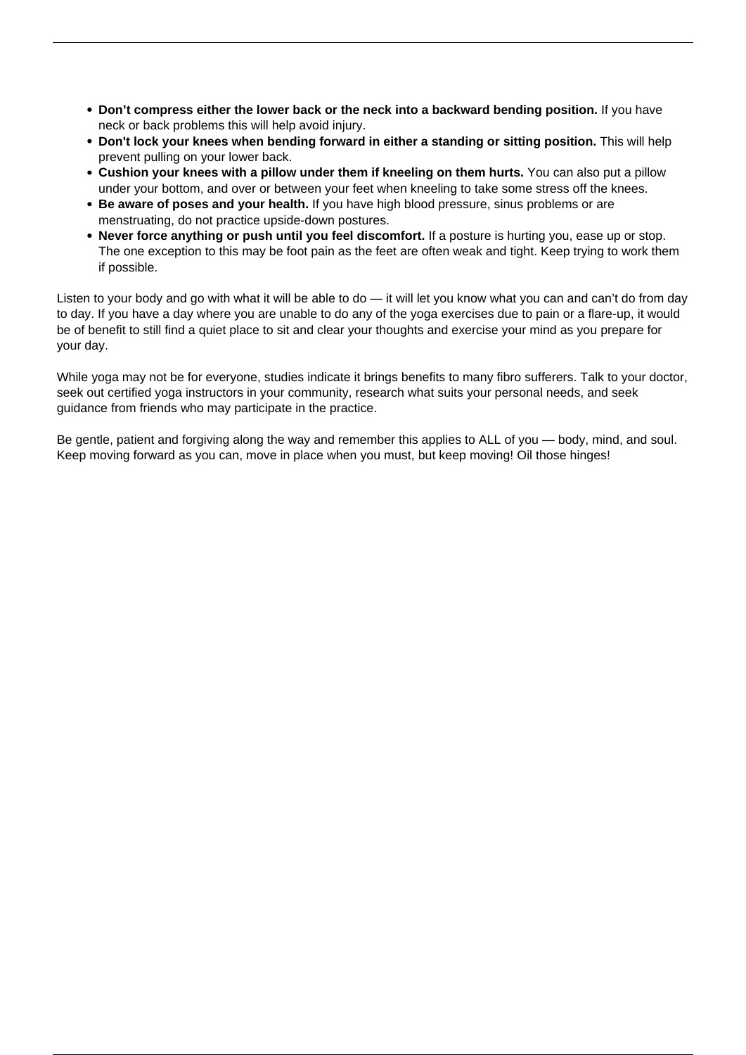- **Don’t compress either the lower back or the neck into a backward bending position.** If you have neck or back problems this will help avoid injury.
- **Don't lock your knees when bending forward in either a standing or sitting position.** This will help prevent pulling on your lower back.
- **Cushion your knees with a pillow under them if kneeling on them hurts.** You can also put a pillow under your bottom, and over or between your feet when kneeling to take some stress off the knees.
- **Be aware of poses and your health.** If you have high blood pressure, sinus problems or are menstruating, do not practice upside-down postures.
- **Never force anything or push until you feel discomfort.** If a posture is hurting you, ease up or stop. The one exception to this may be foot pain as the feet are often weak and tight. Keep trying to work them if possible.

Listen to your body and go with what it will be able to do — it will let you know what you can and can’t do from day to day. If you have a day where you are unable to do any of the yoga exercises due to pain or a flare-up, it would be of benefit to still find a quiet place to sit and clear your thoughts and exercise your mind as you prepare for your day.

While yoga may not be for everyone, studies indicate it brings benefits to many fibro sufferers. Talk to your doctor, seek out certified yoga instructors in your community, research what suits your personal needs, and seek guidance from friends who may participate in the practice.

Be gentle, patient and forgiving along the way and remember this applies to ALL of you — body, mind, and soul. Keep moving forward as you can, move in place when you must, but keep moving! Oil those hinges!